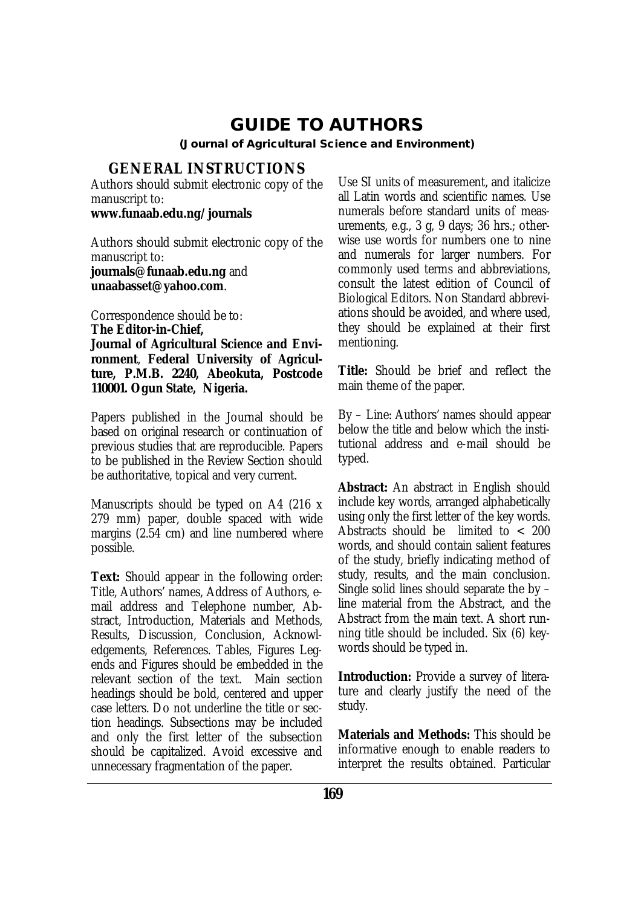# GUIDE TO AUTHORS

**(Journal of Agricultural Science and Environment)**

## GENERAL INSTRUCTIONS

Authors should submit electronic copy of the manuscript to:
**www.funaab.edu.ng/journals**

Authors should submit electronic copy of the manuscript to:
**journals@funaab.edu.ng** and **unaabasset@yahoo.com**.

Correspondence should be to:
**The Editor-in-Chief,**
**Journal of Agricultural Science and Environment**, **Federal University of Agriculture, P.M.B. 2240, Abeokuta, Postcode 110001. Ogun State, Nigeria.**

Papers published in the Journal should be based on original research or continuation of previous studies that are reproducible. Papers to be published in the Review Section should be authoritative, topical and very current.

Manuscripts should be typed on A4 (216 x 279 mm) paper, double spaced with wide margins (2.54 cm) and line numbered where possible.

**Text:** Should appear in the following order: Title, Authors' names, Address of Authors, e-mail address and Telephone number, Abstract, Introduction, Materials and Methods, Results, Discussion, Conclusion, Acknowledgements, References. Tables, Figures Legends and Figures should be embedded in the relevant section of the text. Main section headings should be bold, centered and upper case letters. Do not underline the title or section headings. Subsections may be included and only the first letter of the subsection should be capitalized. Avoid excessive and unnecessary fragmentation of the paper.

Use SI units of measurement, and italicize all Latin words and scientific names. Use numerals before standard units of measurements, e.g., 3 g, 9 days; 36 hrs.; otherwise use words for numbers one to nine and numerals for larger numbers. For commonly used terms and abbreviations, consult the latest edition of Council of Biological Editors. Non Standard abbreviations should be avoided, and where used, they should be explained at their first mentioning.

**Title:** Should be brief and reflect the main theme of the paper.

By – Line: Authors' names should appear below the title and below which the institutional address and e-mail should be typed.

**Abstract:** An abstract in English should include key words, arranged alphabetically using only the first letter of the key words. Abstracts should be limited to < 200 words, and should contain salient features of the study, briefly indicating method of study, results, and the main conclusion. Single solid lines should separate the by – line material from the Abstract, and the Abstract from the main text. A short running title should be included. Six (6) keywords should be typed in.

**Introduction:** Provide a survey of literature and clearly justify the need of the study.

**Materials and Methods:** This should be informative enough to enable readers to interpret the results obtained. Particular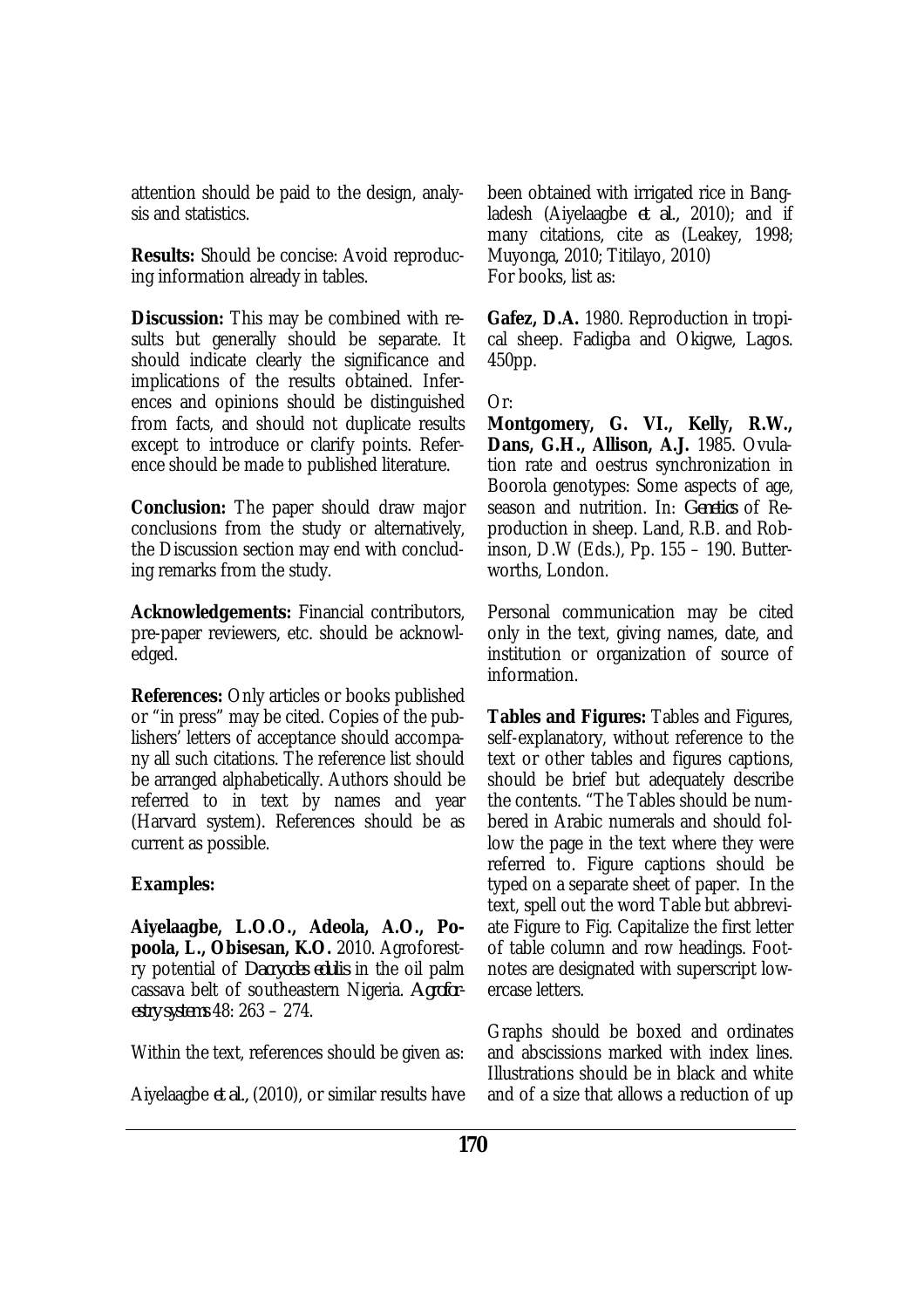attention should be paid to the design, analysis and statistics.

**Results:** Should be concise: Avoid reproducing information already in tables.

**Discussion:** This may be combined with results but generally should be separate. It should indicate clearly the significance and implications of the results obtained. Inferences and opinions should be distinguished from facts, and should not duplicate results except to introduce or clarify points. Reference should be made to published literature.

**Conclusion:** The paper should draw major conclusions from the study or alternatively, the Discussion section may end with concluding remarks from the study.

**Acknowledgements:** Financial contributors, pre-paper reviewers, etc. should be acknowledged.

**References:** Only articles or books published or "in press" may be cited. Copies of the publishers' letters of acceptance should accompany all such citations. The reference list should be arranged alphabetically. Authors should be referred to in text by names and year (Harvard system). References should be as current as possible.

**Examples:**

**Aiyelaagbe, L.O.O., Adeola, A.O., Popoola, L., Obisesan, K.O.** 2010. Agroforestry potential of *Dacryodes edulis* in the oil palm cassava belt of southeastern Nigeria. *Agroforestry systems* 48: 263 – 274.

Within the text, references should be given as:

Aiyelaagbe *et al.,* (2010), or similar results have been obtained with irrigated rice in Bangladesh (Aiyelaagbe *et al.,* 2010); and if many citations, cite as (Leakey, 1998; Muyonga, 2010; Titilayo, 2010)
For books, list as:

**Gafez, D.A.** 1980. Reproduction in tropical sheep. Fadigba and Okigwe, Lagos. 450pp.

Or:
**Montgomery, G. VI., Kelly, R.W., Dans, G.H., Allison, A.J.** 1985. Ovulation rate and oestrus synchronization in Boorola genotypes: Some aspects of age, season and nutrition. In: *Genetics* of Reproduction in sheep. Land, R.B. and Robinson, D.W (Eds.), Pp. 155 – 190. Butterworths, London.

Personal communication may be cited only in the text, giving names, date, and institution or organization of source of information.

**Tables and Figures:** Tables and Figures, self-explanatory, without reference to the text or other tables and figures captions, should be brief but adequately describe the contents. "The Tables should be numbered in Arabic numerals and should follow the page in the text where they were referred to. Figure captions should be typed on a separate sheet of paper. In the text, spell out the word Table but abbreviate Figure to Fig. Capitalize the first letter of table column and row headings. Footnotes are designated with superscript lowercase letters.

Graphs should be boxed and ordinates and abscissions marked with index lines. Illustrations should be in black and white and of a size that allows a reduction of up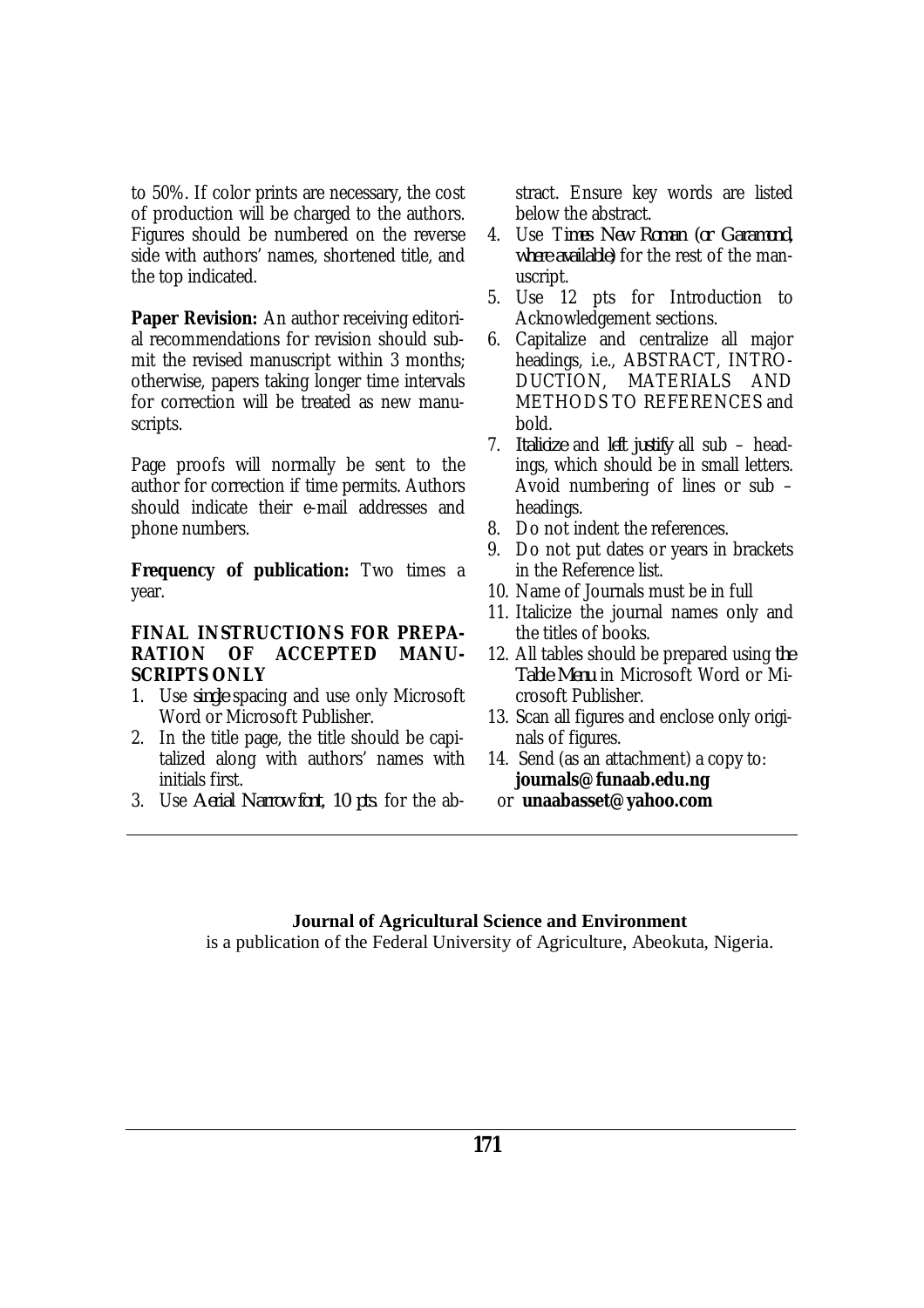to 50%. If color prints are necessary, the cost of production will be charged to the authors. Figures should be numbered on the reverse side with authors' names, shortened title, and the top indicated.

**Paper Revision:** An author receiving editorial recommendations for revision should submit the revised manuscript within 3 months; otherwise, papers taking longer time intervals for correction will be treated as new manuscripts.

Page proofs will normally be sent to the author for correction if time permits. Authors should indicate their e-mail addresses and phone numbers.

**Frequency of publication:** Two times a year.

**FINAL INSTRUCTIONS FOR PREPARATION OF ACCEPTED MANUSCRIPTS ONLY**

1. Use *single* spacing and use only Microsoft Word or Microsoft Publisher.
2. In the title page, the title should be capitalized along with authors' names with initials first.
3. Use *Aerial Narrow font, 10 pts.* for the abstract. Ensure key words are listed below the abstract.
4. Use T*imes New Roman (or Garamond, where available)* for the rest of the manuscript.
5. Use 12 pts for Introduction to Acknowledgement sections.
6. Capitalize and centralize all major headings, i.e., ABSTRACT, INTRODUCTION, MATERIALS AND METHODS TO REFERENCES and bold.
7. *Italicize* and *left justify* all sub – headings, which should be in small letters. Avoid numbering of lines or sub – headings.
8. Do not indent the references.
9. Do not put dates or years in brackets in the Reference list.
10. Name of Journals must be in full
11. Italicize the journal names only and the titles of books.
12. All tables should be prepared using *the Table Menu* in Microsoft Word or Microsoft Publisher.
13. Scan all figures and enclose only originals of figures.
14. Send (as an attachment) a copy to: **journals@funaab.edu.ng** or **unaabasset@yahoo.com**

**Journal of Agricultural Science and Environment**
is a publication of the Federal University of Agriculture, Abeokuta, Nigeria.